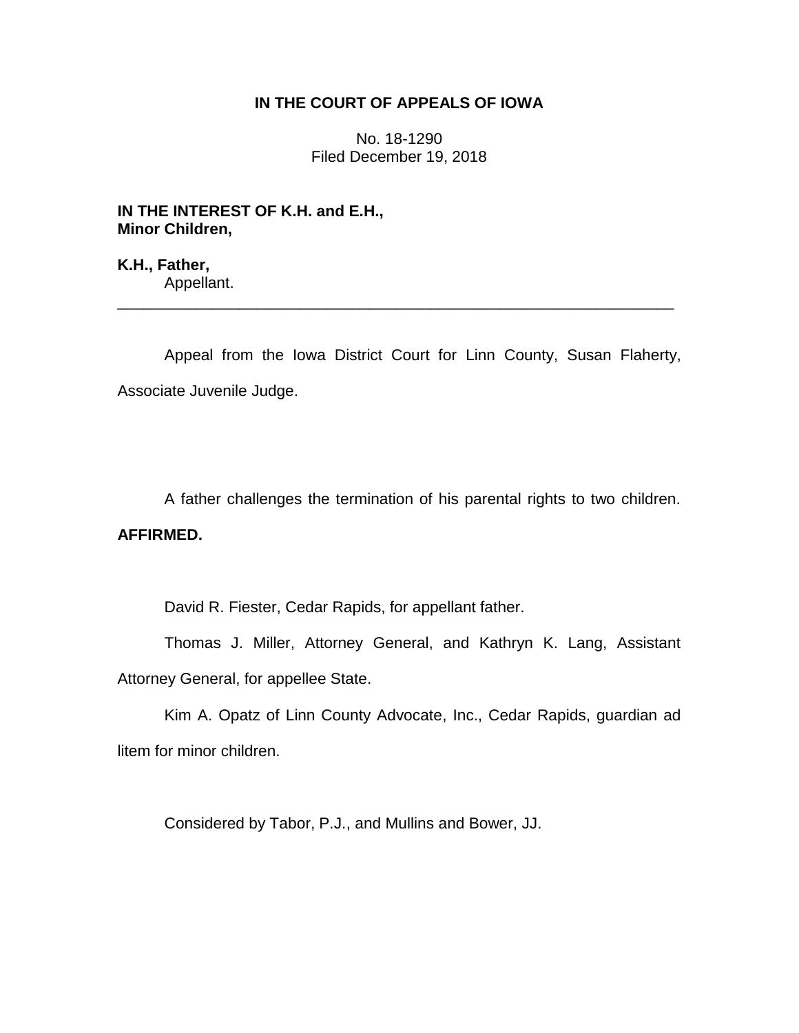**IN THE COURT OF APPEALS OF IOWA**

No. 18-1290
Filed December 19, 2018

**IN THE INTEREST OF K.H. and E.H.,**
**Minor Children,**

**K.H., Father,**
Appellant.

---

Appeal from the Iowa District Court for Linn County, Susan Flaherty, Associate Juvenile Judge.

A father challenges the termination of his parental rights to two children. **AFFIRMED.**

David R. Fiester, Cedar Rapids, for appellant father.

Thomas J. Miller, Attorney General, and Kathryn K. Lang, Assistant Attorney General, for appellee State.

Kim A. Opatz of Linn County Advocate, Inc., Cedar Rapids, guardian ad litem for minor children.

Considered by Tabor, P.J., and Mullins and Bower, JJ.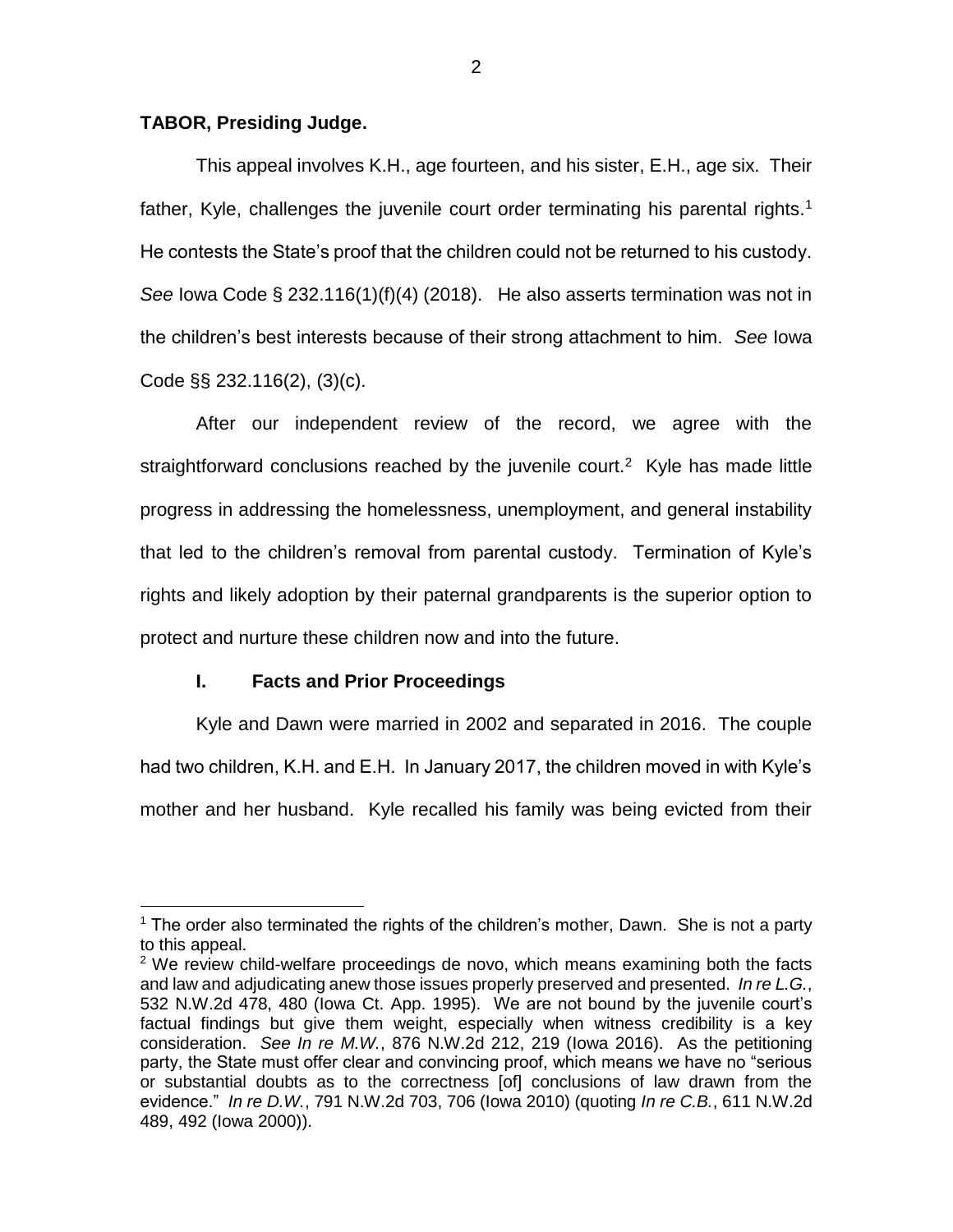**TABOR, Presiding Judge.**

This appeal involves K.H., age fourteen, and his sister, E.H., age six. Their father, Kyle, challenges the juvenile court order terminating his parental rights.[1] He contests the State's proof that the children could not be returned to his custody. *See* Iowa Code § 232.116(1)(f)(4) (2018). He also asserts termination was not in the children's best interests because of their strong attachment to him. *See* Iowa Code §§ 232.116(2), (3)(c).

After our independent review of the record, we agree with the straightforward conclusions reached by the juvenile court.[2] Kyle has made little progress in addressing the homelessness, unemployment, and general instability that led to the children's removal from parental custody. Termination of Kyle's rights and likely adoption by their paternal grandparents is the superior option to protect and nurture these children now and into the future.

## I. Facts and Prior Proceedings

Kyle and Dawn were married in 2002 and separated in 2016. The couple had two children, K.H. and E.H. In January 2017, the children moved in with Kyle's mother and her husband. Kyle recalled his family was being evicted from their

---

[1] The order also terminated the rights of the children's mother, Dawn. She is not a party to this appeal.

[2] We review child-welfare proceedings de novo, which means examining both the facts and law and adjudicating anew those issues properly preserved and presented. *In re L.G.*, 532 N.W.2d 478, 480 (Iowa Ct. App. 1995). We are not bound by the juvenile court's factual findings but give them weight, especially when witness credibility is a key consideration. *See In re M.W.*, 876 N.W.2d 212, 219 (Iowa 2016). As the petitioning party, the State must offer clear and convincing proof, which means we have no "serious or substantial doubts as to the correctness [of] conclusions of law drawn from the evidence." *In re D.W.*, 791 N.W.2d 703, 706 (Iowa 2010) (quoting *In re C.B.*, 611 N.W.2d 489, 492 (Iowa 2000)).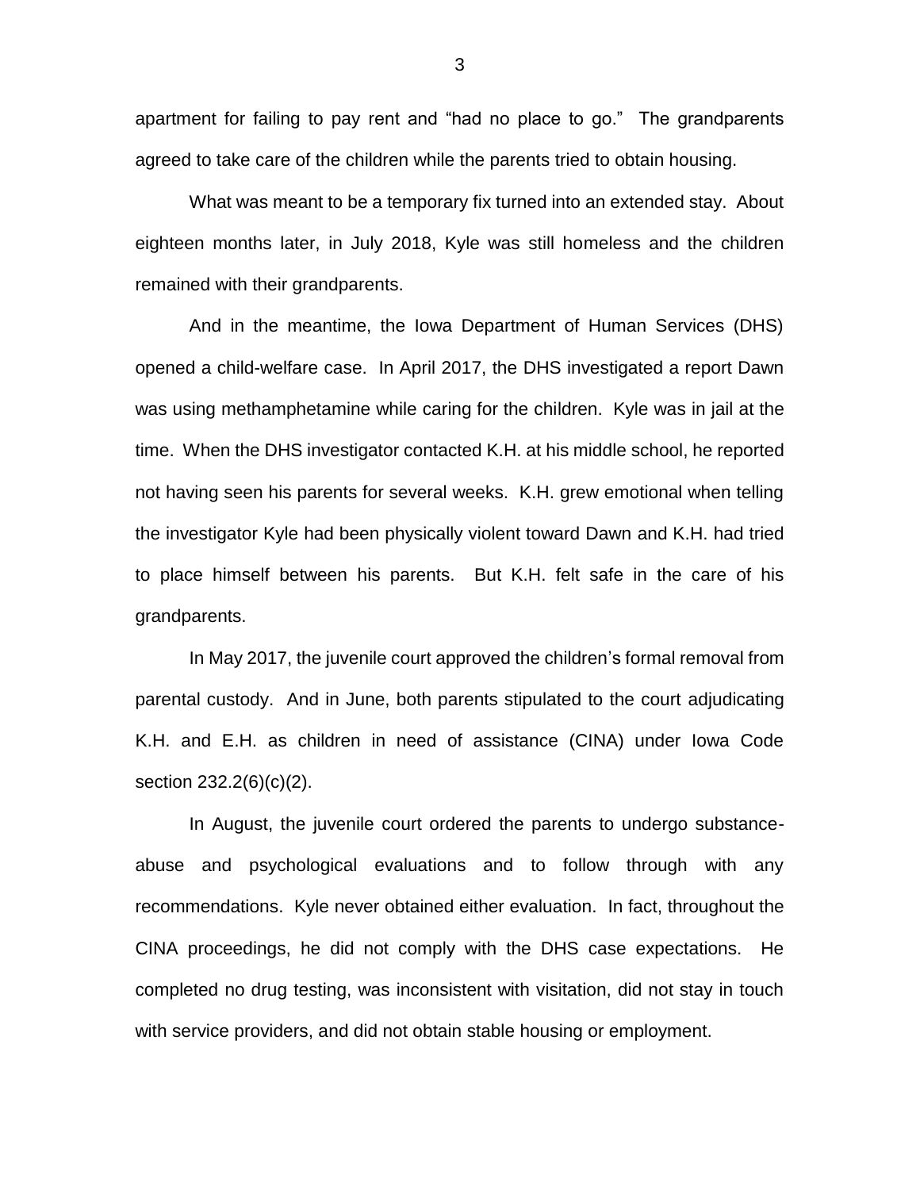apartment for failing to pay rent and "had no place to go." The grandparents agreed to take care of the children while the parents tried to obtain housing.

What was meant to be a temporary fix turned into an extended stay. About eighteen months later, in July 2018, Kyle was still homeless and the children remained with their grandparents.

And in the meantime, the Iowa Department of Human Services (DHS) opened a child-welfare case. In April 2017, the DHS investigated a report Dawn was using methamphetamine while caring for the children. Kyle was in jail at the time. When the DHS investigator contacted K.H. at his middle school, he reported not having seen his parents for several weeks. K.H. grew emotional when telling the investigator Kyle had been physically violent toward Dawn and K.H. had tried to place himself between his parents. But K.H. felt safe in the care of his grandparents.

In May 2017, the juvenile court approved the children's formal removal from parental custody. And in June, both parents stipulated to the court adjudicating K.H. and E.H. as children in need of assistance (CINA) under Iowa Code section 232.2(6)(c)(2).

In August, the juvenile court ordered the parents to undergo substance-abuse and psychological evaluations and to follow through with any recommendations. Kyle never obtained either evaluation. In fact, throughout the CINA proceedings, he did not comply with the DHS case expectations. He completed no drug testing, was inconsistent with visitation, did not stay in touch with service providers, and did not obtain stable housing or employment.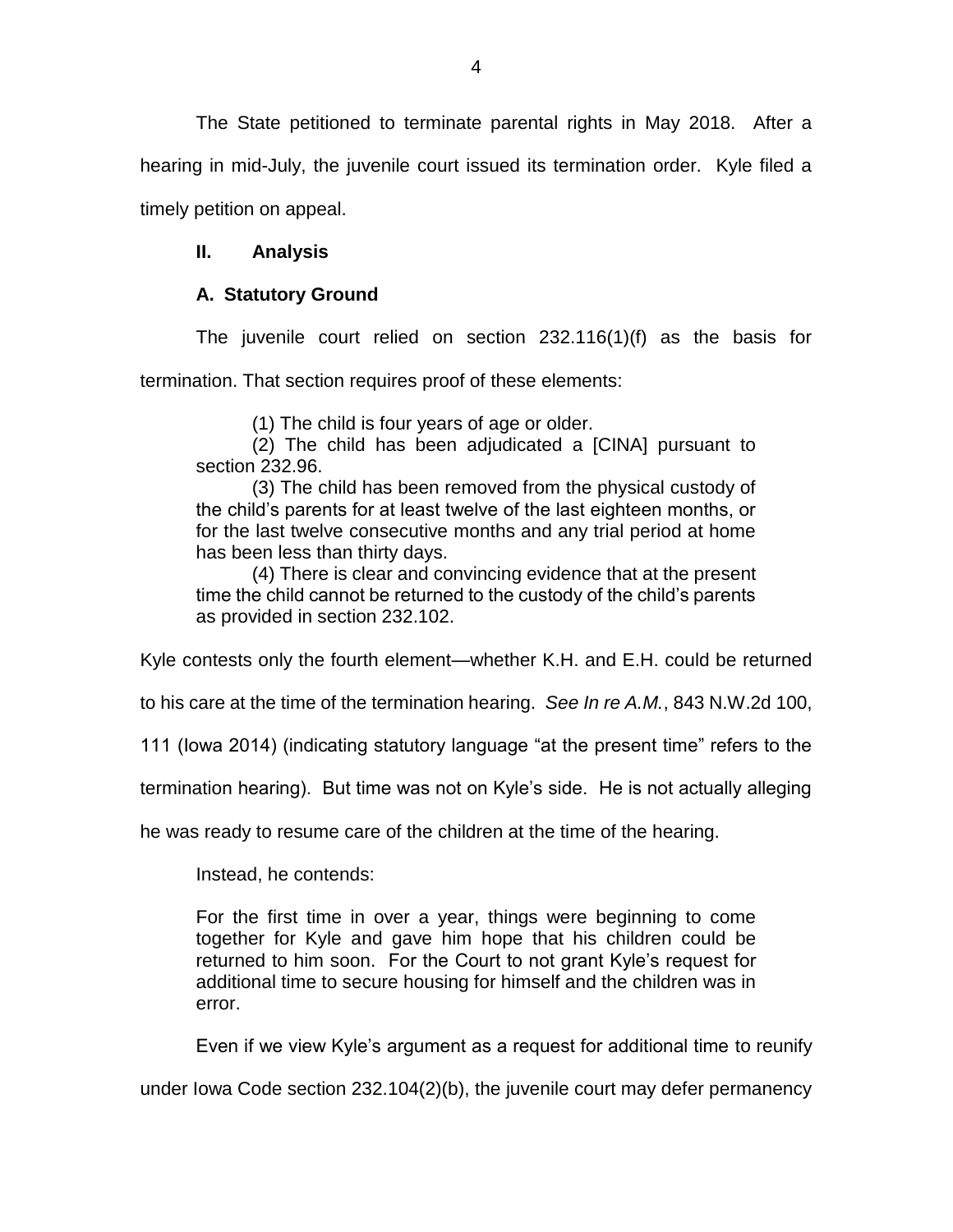The State petitioned to terminate parental rights in May 2018. After a hearing in mid-July, the juvenile court issued its termination order. Kyle filed a timely petition on appeal.

## II. Analysis

### A. Statutory Ground

The juvenile court relied on section 232.116(1)(f) as the basis for termination. That section requires proof of these elements:

> (1) The child is four years of age or older.
>
> (2) The child has been adjudicated a [CINA] pursuant to section 232.96.
>
> (3) The child has been removed from the physical custody of the child's parents for at least twelve of the last eighteen months, or for the last twelve consecutive months and any trial period at home has been less than thirty days.
>
> (4) There is clear and convincing evidence that at the present time the child cannot be returned to the custody of the child's parents as provided in section 232.102.

Kyle contests only the fourth element—whether K.H. and E.H. could be returned to his care at the time of the termination hearing. *See In re A.M.*, 843 N.W.2d 100, 111 (Iowa 2014) (indicating statutory language "at the present time" refers to the termination hearing). But time was not on Kyle's side. He is not actually alleging he was ready to resume care of the children at the time of the hearing.

Instead, he contends:

> For the first time in over a year, things were beginning to come together for Kyle and gave him hope that his children could be returned to him soon. For the Court to not grant Kyle's request for additional time to secure housing for himself and the children was in error.

Even if we view Kyle's argument as a request for additional time to reunify under Iowa Code section 232.104(2)(b), the juvenile court may defer permanency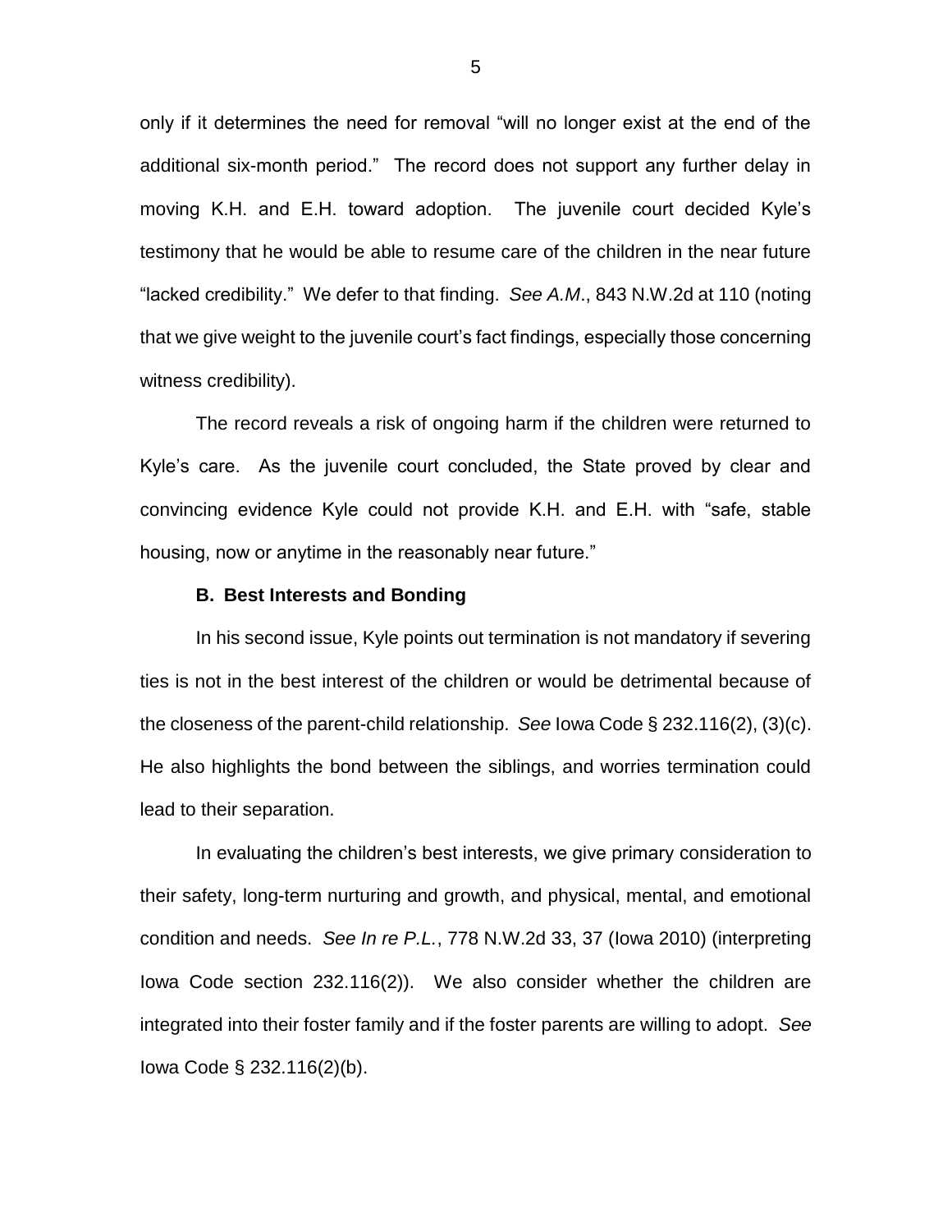only if it determines the need for removal "will no longer exist at the end of the additional six-month period." The record does not support any further delay in moving K.H. and E.H. toward adoption. The juvenile court decided Kyle's testimony that he would be able to resume care of the children in the near future "lacked credibility." We defer to that finding. *See A.M.*, 843 N.W.2d at 110 (noting that we give weight to the juvenile court's fact findings, especially those concerning witness credibility).

The record reveals a risk of ongoing harm if the children were returned to Kyle's care. As the juvenile court concluded, the State proved by clear and convincing evidence Kyle could not provide K.H. and E.H. with "safe, stable housing, now or anytime in the reasonably near future."

**B. Best Interests and Bonding**

In his second issue, Kyle points out termination is not mandatory if severing ties is not in the best interest of the children or would be detrimental because of the closeness of the parent-child relationship. *See* Iowa Code § 232.116(2), (3)(c). He also highlights the bond between the siblings, and worries termination could lead to their separation.

In evaluating the children's best interests, we give primary consideration to their safety, long-term nurturing and growth, and physical, mental, and emotional condition and needs. *See In re P.L.*, 778 N.W.2d 33, 37 (Iowa 2010) (interpreting Iowa Code section 232.116(2)). We also consider whether the children are integrated into their foster family and if the foster parents are willing to adopt. *See* Iowa Code § 232.116(2)(b).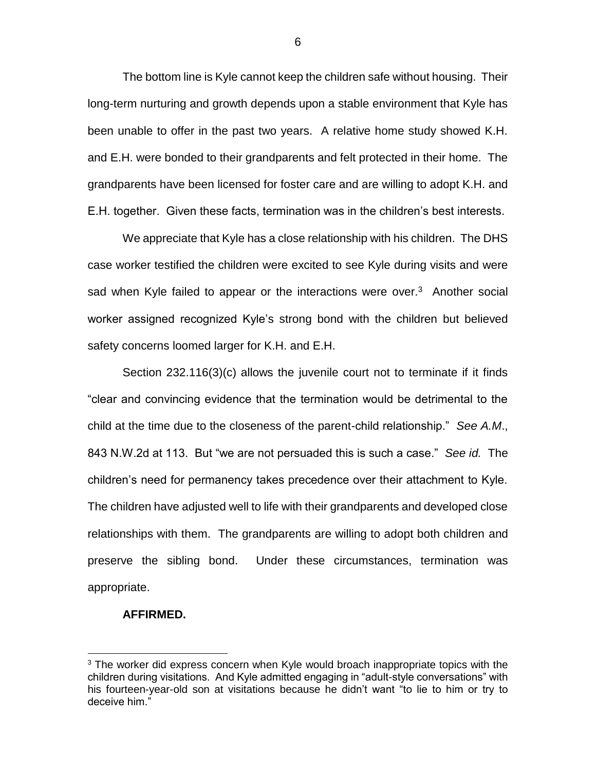The bottom line is Kyle cannot keep the children safe without housing. Their long-term nurturing and growth depends upon a stable environment that Kyle has been unable to offer in the past two years. A relative home study showed K.H. and E.H. were bonded to their grandparents and felt protected in their home. The grandparents have been licensed for foster care and are willing to adopt K.H. and E.H. together. Given these facts, termination was in the children's best interests.

We appreciate that Kyle has a close relationship with his children. The DHS case worker testified the children were excited to see Kyle during visits and were sad when Kyle failed to appear or the interactions were over.[3] Another social worker assigned recognized Kyle's strong bond with the children but believed safety concerns loomed larger for K.H. and E.H.

Section 232.116(3)(c) allows the juvenile court not to terminate if it finds "clear and convincing evidence that the termination would be detrimental to the child at the time due to the closeness of the parent-child relationship." *See A.M.*, 843 N.W.2d at 113. But "we are not persuaded this is such a case." *See id.* The children's need for permanency takes precedence over their attachment to Kyle. The children have adjusted well to life with their grandparents and developed close relationships with them. The grandparents are willing to adopt both children and preserve the sibling bond. Under these circumstances, termination was appropriate.

**AFFIRMED.**

---

[3] The worker did express concern when Kyle would broach inappropriate topics with the children during visitations. And Kyle admitted engaging in "adult-style conversations" with his fourteen-year-old son at visitations because he didn't want "to lie to him or try to deceive him."